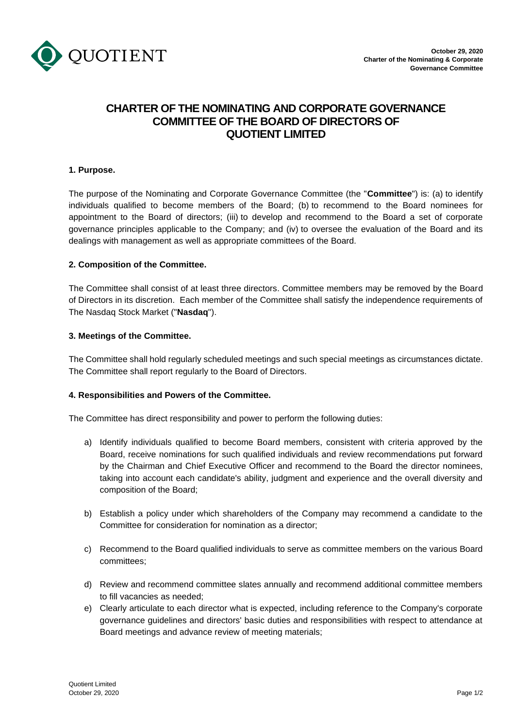# CHARTER OF THE NOMINATING AND CORPORATE GOVERNANCE COMMITTEE OF THE BOARD OF DIRECTORS OF QUOTIENT LIMITED

## 1. Purpose.

The purpose of the Nominating and Corporate Governance Committee (the "**Committee**") is: (a) to identify individuals qualified to become members of the Board; (b) to recommend to the Board nominees for appointment to the Board of directors; (iii) to develop and recommend to the Board a set of corporate governance principles applicable to the Company; and (iv) to oversee the evaluation of the Board and its dealings with management as well as appropriate committees of the Board.

## 2. Composition of the Committee.

The Committee shall consist of at least three directors. Committee members may be removed by the Board of Directors in its discretion. Each member of the Committee shall satisfy the independence requirements of The Nasdaq Stock Market ("**Nasdaq**").

## 3. Meetings of the Committee.

The Committee shall hold regularly scheduled meetings and such special meetings as circumstances dictate. The Committee shall report regularly to the Board of Directors.

## 4. Responsibilities and Powers of the Committee.

The Committee has direct responsibility and power to perform the following duties:

a) Identify individuals qualified to become Board members, consistent with criteria approved by the Board, receive nominations for such qualified individuals and review recommendations put forward by the Chairman and Chief Executive Officer and recommend to the Board the director nominees, taking into account each candidate's ability, judgment and experience and the overall diversity and composition of the Board;

b) Establish a policy under which shareholders of the Company may recommend a candidate to the Committee for consideration for nomination as a director;

c) Recommend to the Board qualified individuals to serve as committee members on the various Board committees;

d) Review and recommend committee slates annually and recommend additional committee members to fill vacancies as needed;

e) Clearly articulate to each director what is expected, including reference to the Company's corporate governance guidelines and directors' basic duties and responsibilities with respect to attendance at Board meetings and advance review of meeting materials;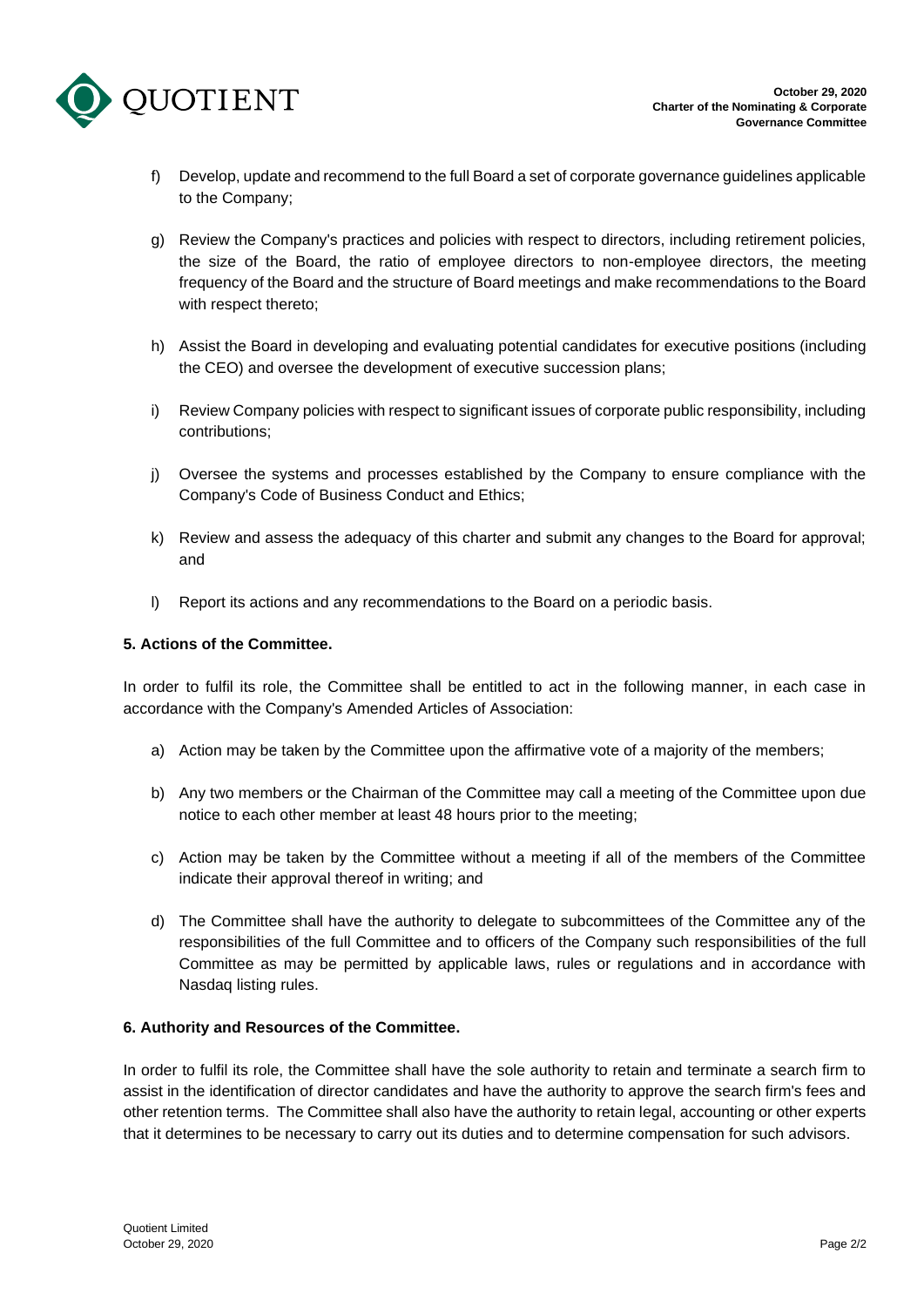f) Develop, update and recommend to the full Board a set of corporate governance guidelines applicable to the Company;

g) Review the Company's practices and policies with respect to directors, including retirement policies, the size of the Board, the ratio of employee directors to non-employee directors, the meeting frequency of the Board and the structure of Board meetings and make recommendations to the Board with respect thereto;

h) Assist the Board in developing and evaluating potential candidates for executive positions (including the CEO) and oversee the development of executive succession plans;

i) Review Company policies with respect to significant issues of corporate public responsibility, including contributions;

j) Oversee the systems and processes established by the Company to ensure compliance with the Company's Code of Business Conduct and Ethics;

k) Review and assess the adequacy of this charter and submit any changes to the Board for approval; and

l) Report its actions and any recommendations to the Board on a periodic basis.

**5. Actions of the Committee.**

In order to fulfil its role, the Committee shall be entitled to act in the following manner, in each case in accordance with the Company's Amended Articles of Association:

a) Action may be taken by the Committee upon the affirmative vote of a majority of the members;

b) Any two members or the Chairman of the Committee may call a meeting of the Committee upon due notice to each other member at least 48 hours prior to the meeting;

c) Action may be taken by the Committee without a meeting if all of the members of the Committee indicate their approval thereof in writing; and

d) The Committee shall have the authority to delegate to subcommittees of the Committee any of the responsibilities of the full Committee and to officers of the Company such responsibilities of the full Committee as may be permitted by applicable laws, rules or regulations and in accordance with Nasdaq listing rules.

**6. Authority and Resources of the Committee.**

In order to fulfil its role, the Committee shall have the sole authority to retain and terminate a search firm to assist in the identification of director candidates and have the authority to approve the search firm's fees and other retention terms. The Committee shall also have the authority to retain legal, accounting or other experts that it determines to be necessary to carry out its duties and to determine compensation for such advisors.